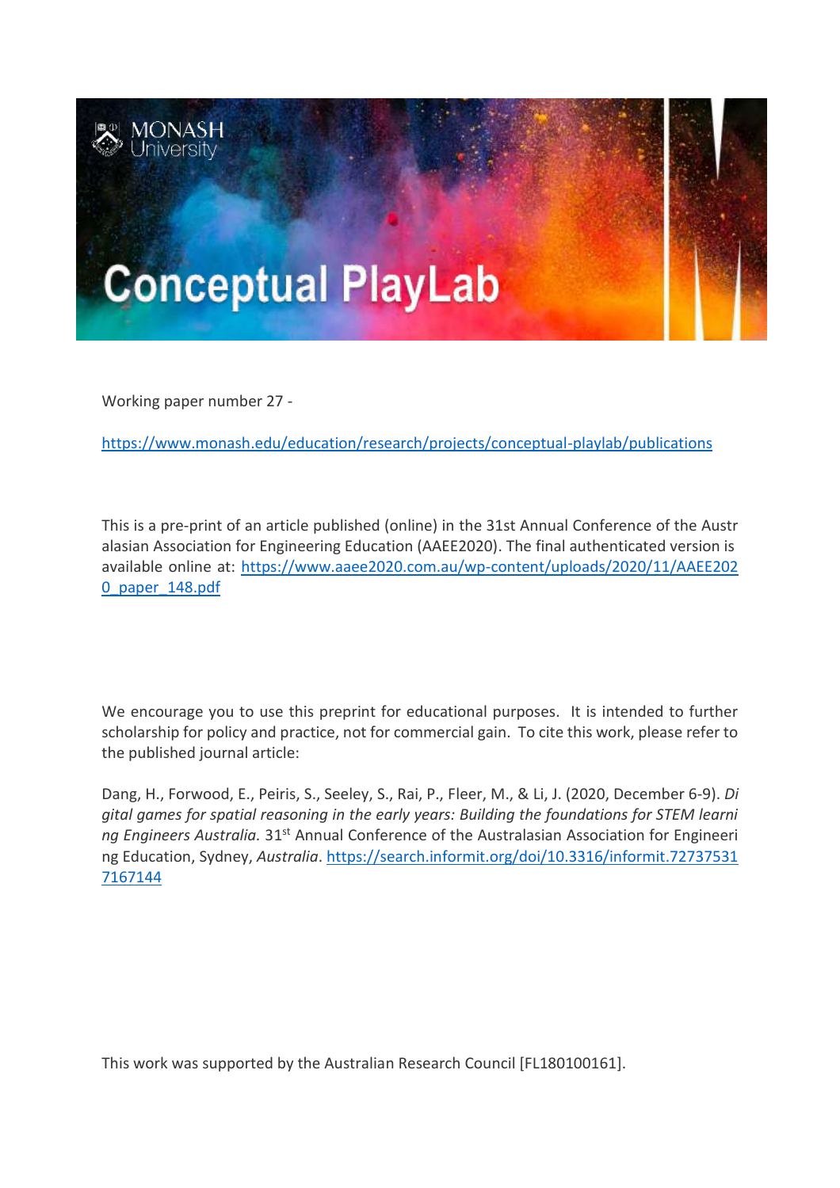# Conceptual PlayLab

Working paper number 27 -

https://www.monash.edu/education/research/projects/conceptual-playlab/publications

This is a pre-print of an article published (online) in the 31st Annual Conference of the Australasian Association for Engineering Education (AAEE2020). The final authenticated version is available online at: https://www.aaee2020.com.au/wp-content/uploads/2020/11/AAEE2020_paper_148.pdf

We encourage you to use this preprint for educational purposes. It is intended to further scholarship for policy and practice, not for commercial gain. To cite this work, please refer to the published journal article:

Dang, H., Forwood, E., Peiris, S., Seeley, S., Rai, P., Fleer, M., & Li, J. (2020, December 6-9). *Digital games for spatial reasoning in the early years: Building the foundations for STEM learning Engineers Australia.* 31st Annual Conference of the Australasian Association for Engineering Education, Sydney, *Australia*. https://search.informit.org/doi/10.3316/informit.727375317167144

This work was supported by the Australian Research Council [FL180100161].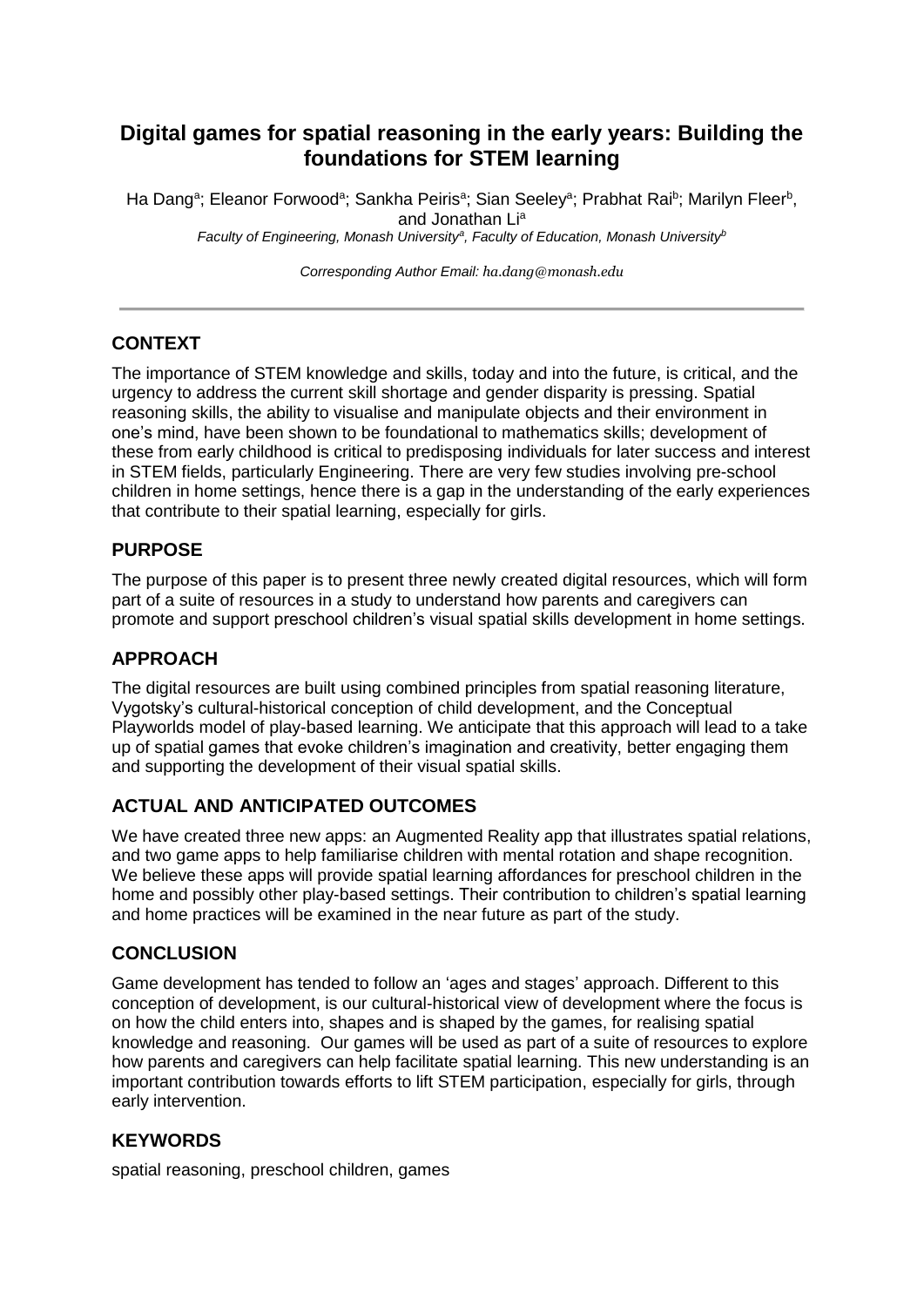# Digital games for spatial reasoning in the early years: Building the foundations for STEM learning

Ha Dang[a]; Eleanor Forwood[a]; Sankha Peiris[a]; Sian Seeley[a]; Prabhat Rai[b]; Marilyn Fleer[b], and Jonathan Li[a]

*Faculty of Engineering, Monash University[a], Faculty of Education, Monash University[b]*

*Corresponding Author Email: ha.dang@monash.edu*

## CONTEXT

The importance of STEM knowledge and skills, today and into the future, is critical, and the urgency to address the current skill shortage and gender disparity is pressing. Spatial reasoning skills, the ability to visualise and manipulate objects and their environment in one's mind, have been shown to be foundational to mathematics skills; development of these from early childhood is critical to predisposing individuals for later success and interest in STEM fields, particularly Engineering. There are very few studies involving pre-school children in home settings, hence there is a gap in the understanding of the early experiences that contribute to their spatial learning, especially for girls.

## PURPOSE

The purpose of this paper is to present three newly created digital resources, which will form part of a suite of resources in a study to understand how parents and caregivers can promote and support preschool children's visual spatial skills development in home settings.

## APPROACH

The digital resources are built using combined principles from spatial reasoning literature, Vygotsky's cultural-historical conception of child development, and the Conceptual Playworlds model of play-based learning. We anticipate that this approach will lead to a take up of spatial games that evoke children's imagination and creativity, better engaging them and supporting the development of their visual spatial skills.

## ACTUAL AND ANTICIPATED OUTCOMES

We have created three new apps: an Augmented Reality app that illustrates spatial relations, and two game apps to help familiarise children with mental rotation and shape recognition. We believe these apps will provide spatial learning affordances for preschool children in the home and possibly other play-based settings. Their contribution to children's spatial learning and home practices will be examined in the near future as part of the study.

## CONCLUSION

Game development has tended to follow an 'ages and stages' approach. Different to this conception of development, is our cultural-historical view of development where the focus is on how the child enters into, shapes and is shaped by the games, for realising spatial knowledge and reasoning. Our games will be used as part of a suite of resources to explore how parents and caregivers can help facilitate spatial learning. This new understanding is an important contribution towards efforts to lift STEM participation, especially for girls, through early intervention.

## KEYWORDS

spatial reasoning, preschool children, games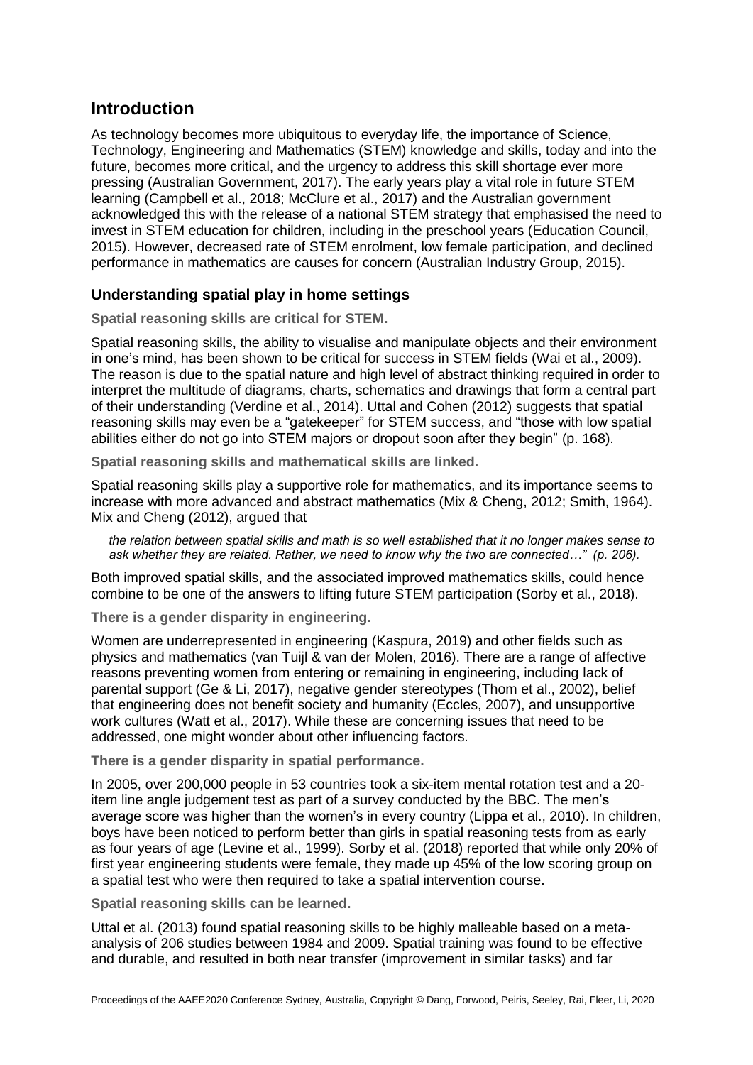## Introduction

As technology becomes more ubiquitous to everyday life, the importance of Science, Technology, Engineering and Mathematics (STEM) knowledge and skills, today and into the future, becomes more critical, and the urgency to address this skill shortage ever more pressing (Australian Government, 2017). The early years play a vital role in future STEM learning (Campbell et al., 2018; McClure et al., 2017) and the Australian government acknowledged this with the release of a national STEM strategy that emphasised the need to invest in STEM education for children, including in the preschool years (Education Council, 2015). However, decreased rate of STEM enrolment, low female participation, and declined performance in mathematics are causes for concern (Australian Industry Group, 2015).

### Understanding spatial play in home settings

**Spatial reasoning skills are critical for STEM.**

Spatial reasoning skills, the ability to visualise and manipulate objects and their environment in one's mind, has been shown to be critical for success in STEM fields (Wai et al., 2009). The reason is due to the spatial nature and high level of abstract thinking required in order to interpret the multitude of diagrams, charts, schematics and drawings that form a central part of their understanding (Verdine et al., 2014). Uttal and Cohen (2012) suggests that spatial reasoning skills may even be a "gatekeeper" for STEM success, and "those with low spatial abilities either do not go into STEM majors or dropout soon after they begin" (p. 168).

**Spatial reasoning skills and mathematical skills are linked.**

Spatial reasoning skills play a supportive role for mathematics, and its importance seems to increase with more advanced and abstract mathematics (Mix & Cheng, 2012; Smith, 1964). Mix and Cheng (2012), argued that

> *the relation between spatial skills and math is so well established that it no longer makes sense to ask whether they are related. Rather, we need to know why the two are connected…" (p. 206).*

Both improved spatial skills, and the associated improved mathematics skills, could hence combine to be one of the answers to lifting future STEM participation (Sorby et al., 2018).

**There is a gender disparity in engineering.**

Women are underrepresented in engineering (Kaspura, 2019) and other fields such as physics and mathematics (van Tuijl & van der Molen, 2016). There are a range of affective reasons preventing women from entering or remaining in engineering, including lack of parental support (Ge & Li, 2017), negative gender stereotypes (Thom et al., 2002), belief that engineering does not benefit society and humanity (Eccles, 2007), and unsupportive work cultures (Watt et al., 2017). While these are concerning issues that need to be addressed, one might wonder about other influencing factors.

**There is a gender disparity in spatial performance.**

In 2005, over 200,000 people in 53 countries took a six-item mental rotation test and a 20-item line angle judgement test as part of a survey conducted by the BBC. The men's average score was higher than the women's in every country (Lippa et al., 2010). In children, boys have been noticed to perform better than girls in spatial reasoning tests from as early as four years of age (Levine et al., 1999). Sorby et al. (2018) reported that while only 20% of first year engineering students were female, they made up 45% of the low scoring group on a spatial test who were then required to take a spatial intervention course.

**Spatial reasoning skills can be learned.**

Uttal et al. (2013) found spatial reasoning skills to be highly malleable based on a meta-analysis of 206 studies between 1984 and 2009. Spatial training was found to be effective and durable, and resulted in both near transfer (improvement in similar tasks) and far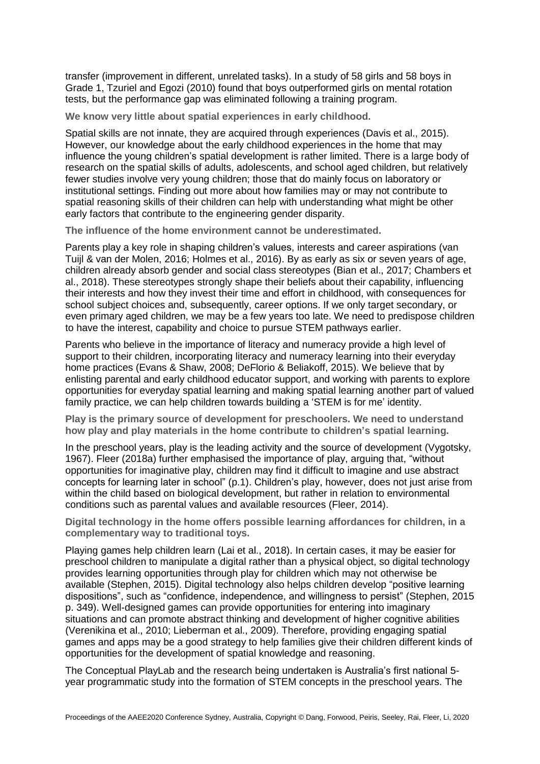transfer (improvement in different, unrelated tasks). In a study of 58 girls and 58 boys in Grade 1, Tzuriel and Egozi (2010) found that boys outperformed girls on mental rotation tests, but the performance gap was eliminated following a training program.

**We know very little about spatial experiences in early childhood.**

Spatial skills are not innate, they are acquired through experiences (Davis et al., 2015). However, our knowledge about the early childhood experiences in the home that may influence the young children's spatial development is rather limited. There is a large body of research on the spatial skills of adults, adolescents, and school aged children, but relatively fewer studies involve very young children; those that do mainly focus on laboratory or institutional settings. Finding out more about how families may or may not contribute to spatial reasoning skills of their children can help with understanding what might be other early factors that contribute to the engineering gender disparity.

**The influence of the home environment cannot be underestimated.**

Parents play a key role in shaping children's values, interests and career aspirations (van Tuijl & van der Molen, 2016; Holmes et al., 2016). By as early as six or seven years of age, children already absorb gender and social class stereotypes (Bian et al., 2017; Chambers et al., 2018). These stereotypes strongly shape their beliefs about their capability, influencing their interests and how they invest their time and effort in childhood, with consequences for school subject choices and, subsequently, career options. If we only target secondary, or even primary aged children, we may be a few years too late. We need to predispose children to have the interest, capability and choice to pursue STEM pathways earlier.

Parents who believe in the importance of literacy and numeracy provide a high level of support to their children, incorporating literacy and numeracy learning into their everyday home practices (Evans & Shaw, 2008; DeFlorio & Beliakoff, 2015). We believe that by enlisting parental and early childhood educator support, and working with parents to explore opportunities for everyday spatial learning and making spatial learning another part of valued family practice, we can help children towards building a 'STEM is for me' identity.

**Play is the primary source of development for preschoolers. We need to understand how play and play materials in the home contribute to children's spatial learning.**

In the preschool years, play is the leading activity and the source of development (Vygotsky, 1967). Fleer (2018a) further emphasised the importance of play, arguing that, "without opportunities for imaginative play, children may find it difficult to imagine and use abstract concepts for learning later in school" (p.1). Children's play, however, does not just arise from within the child based on biological development, but rather in relation to environmental conditions such as parental values and available resources (Fleer, 2014).

**Digital technology in the home offers possible learning affordances for children, in a complementary way to traditional toys.**

Playing games help children learn (Lai et al., 2018). In certain cases, it may be easier for preschool children to manipulate a digital rather than a physical object, so digital technology provides learning opportunities through play for children which may not otherwise be available (Stephen, 2015). Digital technology also helps children develop "positive learning dispositions", such as "confidence, independence, and willingness to persist" (Stephen, 2015 p. 349). Well-designed games can provide opportunities for entering into imaginary situations and can promote abstract thinking and development of higher cognitive abilities (Verenikina et al., 2010; Lieberman et al., 2009). Therefore, providing engaging spatial games and apps may be a good strategy to help families give their children different kinds of opportunities for the development of spatial knowledge and reasoning.

The Conceptual PlayLab and the research being undertaken is Australia's first national 5-year programmatic study into the formation of STEM concepts in the preschool years. The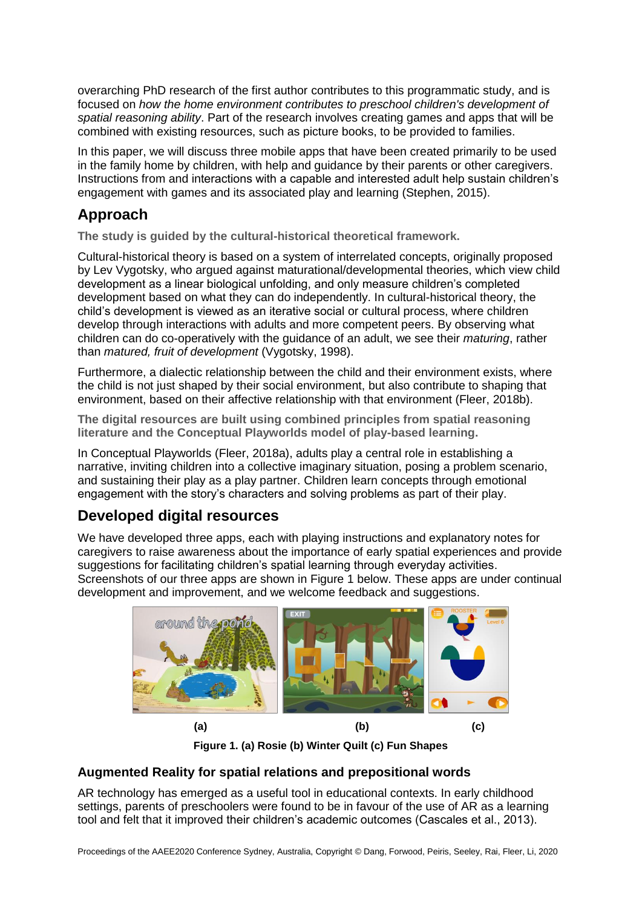overarching PhD research of the first author contributes to this programmatic study, and is focused on *how the home environment contributes to preschool children's development of spatial reasoning ability*. Part of the research involves creating games and apps that will be combined with existing resources, such as picture books, to be provided to families.

In this paper, we will discuss three mobile apps that have been created primarily to be used in the family home by children, with help and guidance by their parents or other caregivers. Instructions from and interactions with a capable and interested adult help sustain children's engagement with games and its associated play and learning (Stephen, 2015).

## Approach

**The study is guided by the cultural-historical theoretical framework.**

Cultural-historical theory is based on a system of interrelated concepts, originally proposed by Lev Vygotsky, who argued against maturational/developmental theories, which view child development as a linear biological unfolding, and only measure children's completed development based on what they can do independently. In cultural-historical theory, the child's development is viewed as an iterative social or cultural process, where children develop through interactions with adults and more competent peers. By observing what children can do co-operatively with the guidance of an adult, we see their *maturing*, rather than *matured, fruit of development* (Vygotsky, 1998).

Furthermore, a dialectic relationship between the child and their environment exists, where the child is not just shaped by their social environment, but also contribute to shaping that environment, based on their affective relationship with that environment (Fleer, 2018b).

**The digital resources are built using combined principles from spatial reasoning literature and the Conceptual Playworlds model of play-based learning.**

In Conceptual Playworlds (Fleer, 2018a), adults play a central role in establishing a narrative, inviting children into a collective imaginary situation, posing a problem scenario, and sustaining their play as a play partner. Children learn concepts through emotional engagement with the story's characters and solving problems as part of their play.

## Developed digital resources

We have developed three apps, each with playing instructions and explanatory notes for caregivers to raise awareness about the importance of early spatial experiences and provide suggestions for facilitating children's spatial learning through everyday activities. Screenshots of our three apps are shown in Figure 1 below. These apps are under continual development and improvement, and we welcome feedback and suggestions.

(a) (b) (c)

**Figure 1. (a) Rosie (b) Winter Quilt (c) Fun Shapes**

### Augmented Reality for spatial relations and prepositional words

AR technology has emerged as a useful tool in educational contexts. In early childhood settings, parents of preschoolers were found to be in favour of the use of AR as a learning tool and felt that it improved their children's academic outcomes (Cascales et al., 2013).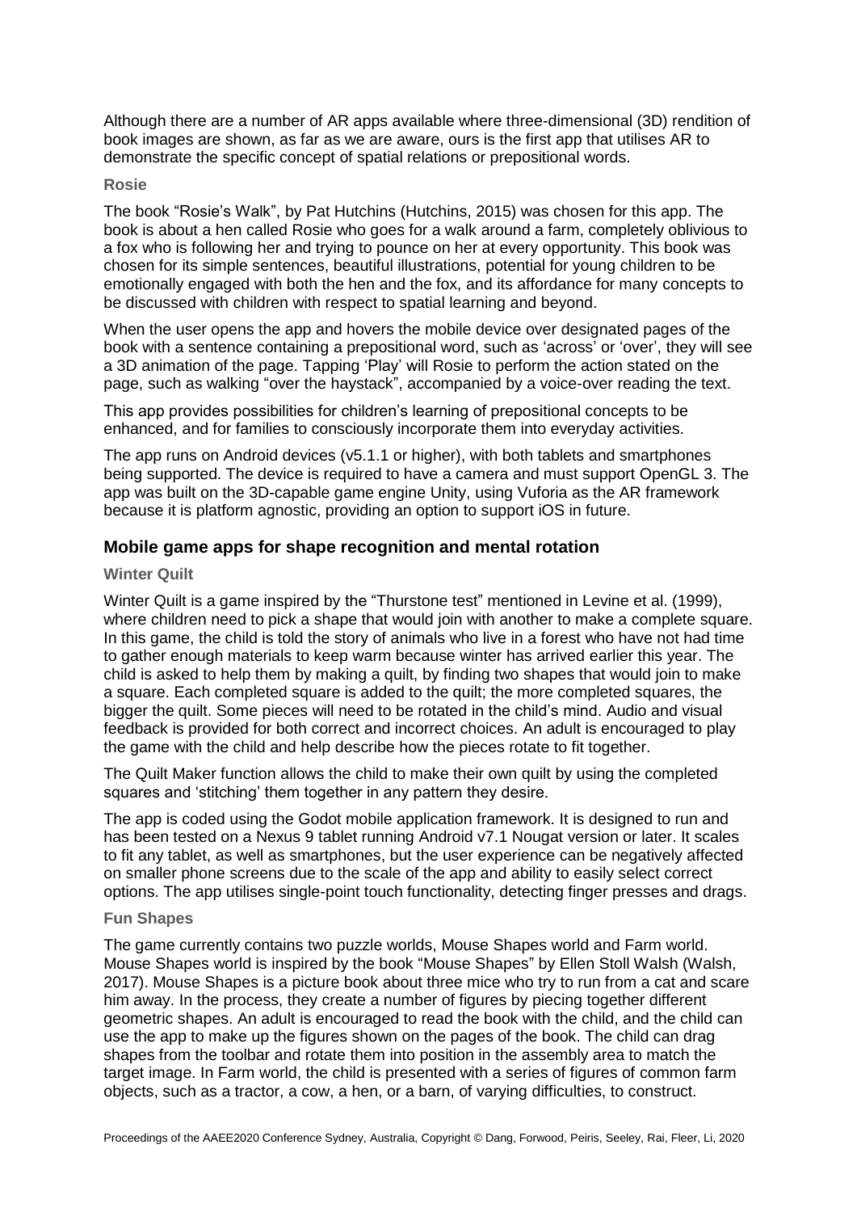Although there are a number of AR apps available where three-dimensional (3D) rendition of book images are shown, as far as we are aware, ours is the first app that utilises AR to demonstrate the specific concept of spatial relations or prepositional words.

### Rosie

The book “Rosie’s Walk”, by Pat Hutchins (Hutchins, 2015) was chosen for this app. The book is about a hen called Rosie who goes for a walk around a farm, completely oblivious to a fox who is following her and trying to pounce on her at every opportunity. This book was chosen for its simple sentences, beautiful illustrations, potential for young children to be emotionally engaged with both the hen and the fox, and its affordance for many concepts to be discussed with children with respect to spatial learning and beyond.

When the user opens the app and hovers the mobile device over designated pages of the book with a sentence containing a prepositional word, such as ‘across’ or ‘over’, they will see a 3D animation of the page. Tapping ‘Play’ will Rosie to perform the action stated on the page, such as walking “over the haystack”, accompanied by a voice-over reading the text.

This app provides possibilities for children’s learning of prepositional concepts to be enhanced, and for families to consciously incorporate them into everyday activities.

The app runs on Android devices (v5.1.1 or higher), with both tablets and smartphones being supported. The device is required to have a camera and must support OpenGL 3. The app was built on the 3D-capable game engine Unity, using Vuforia as the AR framework because it is platform agnostic, providing an option to support iOS in future.

## Mobile game apps for shape recognition and mental rotation

### Winter Quilt

Winter Quilt is a game inspired by the “Thurstone test” mentioned in Levine et al. (1999), where children need to pick a shape that would join with another to make a complete square. In this game, the child is told the story of animals who live in a forest who have not had time to gather enough materials to keep warm because winter has arrived earlier this year. The child is asked to help them by making a quilt, by finding two shapes that would join to make a square. Each completed square is added to the quilt; the more completed squares, the bigger the quilt. Some pieces will need to be rotated in the child’s mind. Audio and visual feedback is provided for both correct and incorrect choices. An adult is encouraged to play the game with the child and help describe how the pieces rotate to fit together.

The Quilt Maker function allows the child to make their own quilt by using the completed squares and ‘stitching’ them together in any pattern they desire.

The app is coded using the Godot mobile application framework. It is designed to run and has been tested on a Nexus 9 tablet running Android v7.1 Nougat version or later. It scales to fit any tablet, as well as smartphones, but the user experience can be negatively affected on smaller phone screens due to the scale of the app and ability to easily select correct options. The app utilises single-point touch functionality, detecting finger presses and drags.

### Fun Shapes

The game currently contains two puzzle worlds, Mouse Shapes world and Farm world. Mouse Shapes world is inspired by the book “Mouse Shapes” by Ellen Stoll Walsh (Walsh, 2017). Mouse Shapes is a picture book about three mice who try to run from a cat and scare him away. In the process, they create a number of figures by piecing together different geometric shapes. An adult is encouraged to read the book with the child, and the child can use the app to make up the figures shown on the pages of the book. The child can drag shapes from the toolbar and rotate them into position in the assembly area to match the target image. In Farm world, the child is presented with a series of figures of common farm objects, such as a tractor, a cow, a hen, or a barn, of varying difficulties, to construct.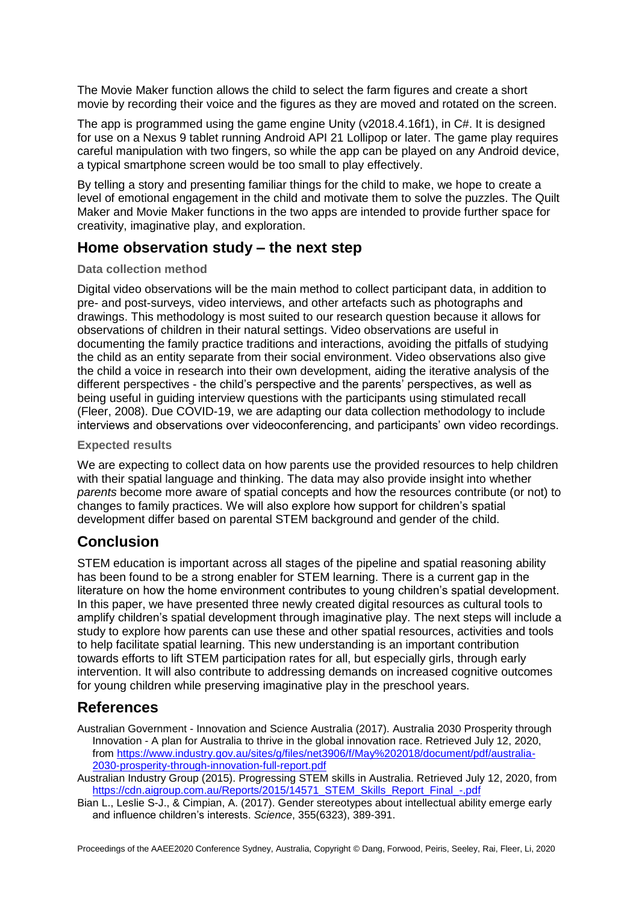The Movie Maker function allows the child to select the farm figures and create a short movie by recording their voice and the figures as they are moved and rotated on the screen.

The app is programmed using the game engine Unity (v2018.4.16f1), in C#. It is designed for use on a Nexus 9 tablet running Android API 21 Lollipop or later. The game play requires careful manipulation with two fingers, so while the app can be played on any Android device, a typical smartphone screen would be too small to play effectively.

By telling a story and presenting familiar things for the child to make, we hope to create a level of emotional engagement in the child and motivate them to solve the puzzles. The Quilt Maker and Movie Maker functions in the two apps are intended to provide further space for creativity, imaginative play, and exploration.

## Home observation study – the next step

### Data collection method

Digital video observations will be the main method to collect participant data, in addition to pre- and post-surveys, video interviews, and other artefacts such as photographs and drawings. This methodology is most suited to our research question because it allows for observations of children in their natural settings. Video observations are useful in documenting the family practice traditions and interactions, avoiding the pitfalls of studying the child as an entity separate from their social environment. Video observations also give the child a voice in research into their own development, aiding the iterative analysis of the different perspectives - the child's perspective and the parents' perspectives, as well as being useful in guiding interview questions with the participants using stimulated recall (Fleer, 2008). Due COVID-19, we are adapting our data collection methodology to include interviews and observations over videoconferencing, and participants' own video recordings.

### Expected results

We are expecting to collect data on how parents use the provided resources to help children with their spatial language and thinking. The data may also provide insight into whether *parents* become more aware of spatial concepts and how the resources contribute (or not) to changes to family practices. We will also explore how support for children's spatial development differ based on parental STEM background and gender of the child.

## Conclusion

STEM education is important across all stages of the pipeline and spatial reasoning ability has been found to be a strong enabler for STEM learning. There is a current gap in the literature on how the home environment contributes to young children's spatial development. In this paper, we have presented three newly created digital resources as cultural tools to amplify children's spatial development through imaginative play. The next steps will include a study to explore how parents can use these and other spatial resources, activities and tools to help facilitate spatial learning. This new understanding is an important contribution towards efforts to lift STEM participation rates for all, but especially girls, through early intervention. It will also contribute to addressing demands on increased cognitive outcomes for young children while preserving imaginative play in the preschool years.

## References

Australian Government - Innovation and Science Australia (2017). Australia 2030 Prosperity through Innovation - A plan for Australia to thrive in the global innovation race. Retrieved July 12, 2020, from https://www.industry.gov.au/sites/g/files/net3906/f/May%202018/document/pdf/australia-2030-prosperity-through-innovation-full-report.pdf

Australian Industry Group (2015). Progressing STEM skills in Australia. Retrieved July 12, 2020, from https://cdn.aigroup.com.au/Reports/2015/14571_STEM_Skills_Report_Final_-.pdf

Bian L., Leslie S-J., & Cimpian, A. (2017). Gender stereotypes about intellectual ability emerge early and influence children's interests. *Science*, 355(6323), 389-391.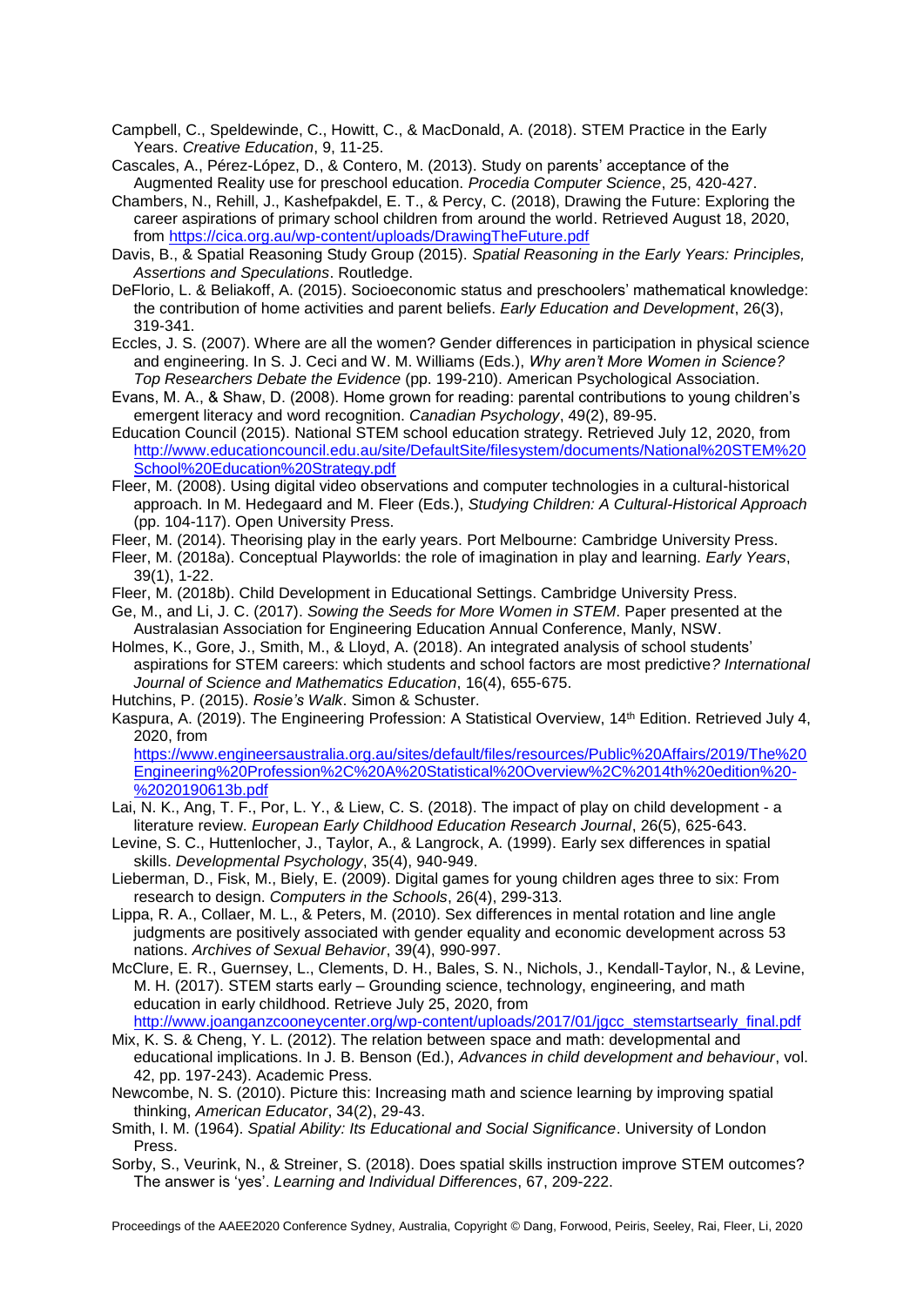Campbell, C., Speldewinde, C., Howitt, C., & MacDonald, A. (2018). STEM Practice in the Early Years. *Creative Education*, 9, 11-25.

Cascales, A., Pérez-López, D., & Contero, M. (2013). Study on parents' acceptance of the Augmented Reality use for preschool education. *Procedia Computer Science*, 25, 420-427.

Chambers, N., Rehill, J., Kashefpakdel, E. T., & Percy, C. (2018), Drawing the Future: Exploring the career aspirations of primary school children from around the world. Retrieved August 18, 2020, from https://cica.org.au/wp-content/uploads/DrawingTheFuture.pdf

Davis, B., & Spatial Reasoning Study Group (2015). *Spatial Reasoning in the Early Years: Principles, Assertions and Speculations*. Routledge.

DeFlorio, L. & Beliakoff, A. (2015). Socioeconomic status and preschoolers' mathematical knowledge: the contribution of home activities and parent beliefs. *Early Education and Development*, 26(3), 319-341.

Eccles, J. S. (2007). Where are all the women? Gender differences in participation in physical science and engineering. In S. J. Ceci and W. M. Williams (Eds.), *Why aren't More Women in Science? Top Researchers Debate the Evidence* (pp. 199-210). American Psychological Association.

Evans, M. A., & Shaw, D. (2008). Home grown for reading: parental contributions to young children's emergent literacy and word recognition. *Canadian Psychology*, 49(2), 89-95.

Education Council (2015). National STEM school education strategy. Retrieved July 12, 2020, from http://www.educationcouncil.edu.au/site/DefaultSite/filesystem/documents/National%20STEM%20School%20Education%20Strategy.pdf

Fleer, M. (2008). Using digital video observations and computer technologies in a cultural-historical approach. In M. Hedegaard and M. Fleer (Eds.), *Studying Children: A Cultural-Historical Approach* (pp. 104-117). Open University Press.

Fleer, M. (2014). Theorising play in the early years. Port Melbourne: Cambridge University Press.

Fleer, M. (2018a). Conceptual Playworlds: the role of imagination in play and learning. *Early Years*, 39(1), 1-22.

Fleer, M. (2018b). Child Development in Educational Settings. Cambridge University Press.

Ge, M., and Li, J. C. (2017). *Sowing the Seeds for More Women in STEM*. Paper presented at the Australasian Association for Engineering Education Annual Conference, Manly, NSW.

Holmes, K., Gore, J., Smith, M., & Lloyd, A. (2018). An integrated analysis of school students' aspirations for STEM careers: which students and school factors are most predictive*? International Journal of Science and Mathematics Education*, 16(4), 655-675.

Hutchins, P. (2015). *Rosie's Walk*. Simon & Schuster.

Kaspura, A. (2019). The Engineering Profession: A Statistical Overview, 14th Edition. Retrieved July 4, 2020, from https://www.engineersaustralia.org.au/sites/default/files/resources/Public%20Affairs/2019/The%20Engineering%20Profession%2C%20A%20Statistical%20Overview%2C%2014th%20edition%20-%2020190613b.pdf

Lai, N. K., Ang, T. F., Por, L. Y., & Liew, C. S. (2018). The impact of play on child development - a literature review. *European Early Childhood Education Research Journal*, 26(5), 625-643.

Levine, S. C., Huttenlocher, J., Taylor, A., & Langrock, A. (1999). Early sex differences in spatial skills. *Developmental Psychology*, 35(4), 940-949.

Lieberman, D., Fisk, M., Biely, E. (2009). Digital games for young children ages three to six: From research to design. *Computers in the Schools*, 26(4), 299-313.

Lippa, R. A., Collaer, M. L., & Peters, M. (2010). Sex differences in mental rotation and line angle judgments are positively associated with gender equality and economic development across 53 nations. *Archives of Sexual Behavior*, 39(4), 990-997.

McClure, E. R., Guernsey, L., Clements, D. H., Bales, S. N., Nichols, J., Kendall-Taylor, N., & Levine, M. H. (2017). STEM starts early – Grounding science, technology, engineering, and math education in early childhood. Retrieve July 25, 2020, from http://www.joanganzcooneycenter.org/wp-content/uploads/2017/01/jgcc_stemstartsearly_final.pdf

Mix, K. S. & Cheng, Y. L. (2012). The relation between space and math: developmental and educational implications. In J. B. Benson (Ed.), *Advances in child development and behaviour*, vol. 42, pp. 197-243). Academic Press.

Newcombe, N. S. (2010). Picture this: Increasing math and science learning by improving spatial thinking, *American Educator*, 34(2), 29-43.

Smith, I. M. (1964). *Spatial Ability: Its Educational and Social Significance*. University of London Press.

Sorby, S., Veurink, N., & Streiner, S. (2018). Does spatial skills instruction improve STEM outcomes? The answer is 'yes'. *Learning and Individual Differences*, 67, 209-222.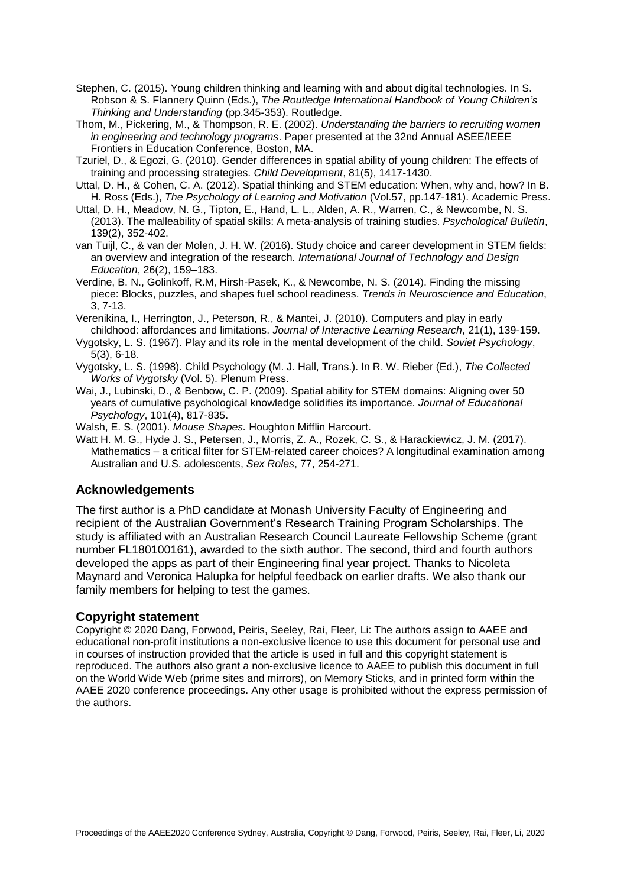Stephen, C. (2015). Young children thinking and learning with and about digital technologies. In S. Robson & S. Flannery Quinn (Eds.), *The Routledge International Handbook of Young Children's Thinking and Understanding* (pp.345-353). Routledge.

Thom, M., Pickering, M., & Thompson, R. E. (2002). *Understanding the barriers to recruiting women in engineering and technology programs*. Paper presented at the 32nd Annual ASEE/IEEE Frontiers in Education Conference, Boston, MA.

Tzuriel, D., & Egozi, G. (2010). Gender differences in spatial ability of young children: The effects of training and processing strategies. *Child Development*, 81(5), 1417-1430.

Uttal, D. H., & Cohen, C. A. (2012). Spatial thinking and STEM education: When, why and, how? In B. H. Ross (Eds.), *The Psychology of Learning and Motivation* (Vol.57, pp.147-181). Academic Press.

Uttal, D. H., Meadow, N. G., Tipton, E., Hand, L. L., Alden, A. R., Warren, C., & Newcombe, N. S. (2013). The malleability of spatial skills: A meta-analysis of training studies. *Psychological Bulletin*, 139(2), 352-402.

van Tuijl, C., & van der Molen, J. H. W. (2016). Study choice and career development in STEM fields: an overview and integration of the research. *International Journal of Technology and Design Education*, 26(2), 159–183.

Verdine, B. N., Golinkoff, R.M, Hirsh-Pasek, K., & Newcombe, N. S. (2014). Finding the missing piece: Blocks, puzzles, and shapes fuel school readiness. *Trends in Neuroscience and Education*, 3, 7-13.

Verenikina, I., Herrington, J., Peterson, R., & Mantei, J. (2010). Computers and play in early childhood: affordances and limitations. *Journal of Interactive Learning Research*, 21(1), 139-159.

Vygotsky, L. S. (1967). Play and its role in the mental development of the child. *Soviet Psychology*, 5(3), 6-18.

Vygotsky, L. S. (1998). Child Psychology (M. J. Hall, Trans.). In R. W. Rieber (Ed.), *The Collected Works of Vygotsky* (Vol. 5). Plenum Press.

Wai, J., Lubinski, D., & Benbow, C. P. (2009). Spatial ability for STEM domains: Aligning over 50 years of cumulative psychological knowledge solidifies its importance. *Journal of Educational Psychology*, 101(4), 817-835.

Walsh, E. S. (2001). *Mouse Shapes.* Houghton Mifflin Harcourt.

Watt H. M. G., Hyde J. S., Petersen, J., Morris, Z. A., Rozek, C. S., & Harackiewicz, J. M. (2017). Mathematics – a critical filter for STEM-related career choices? A longitudinal examination among Australian and U.S. adolescents, *Sex Roles*, 77, 254-271.

## Acknowledgements

The first author is a PhD candidate at Monash University Faculty of Engineering and recipient of the Australian Government's Research Training Program Scholarships. The study is affiliated with an Australian Research Council Laureate Fellowship Scheme (grant number FL180100161), awarded to the sixth author. The second, third and fourth authors developed the apps as part of their Engineering final year project. Thanks to Nicoleta Maynard and Veronica Halupka for helpful feedback on earlier drafts. We also thank our family members for helping to test the games.

## Copyright statement

Copyright © 2020 Dang, Forwood, Peiris, Seeley, Rai, Fleer, Li: The authors assign to AAEE and educational non-profit institutions a non-exclusive licence to use this document for personal use and in courses of instruction provided that the article is used in full and this copyright statement is reproduced. The authors also grant a non-exclusive licence to AAEE to publish this document in full on the World Wide Web (prime sites and mirrors), on Memory Sticks, and in printed form within the AAEE 2020 conference proceedings. Any other usage is prohibited without the express permission of the authors.